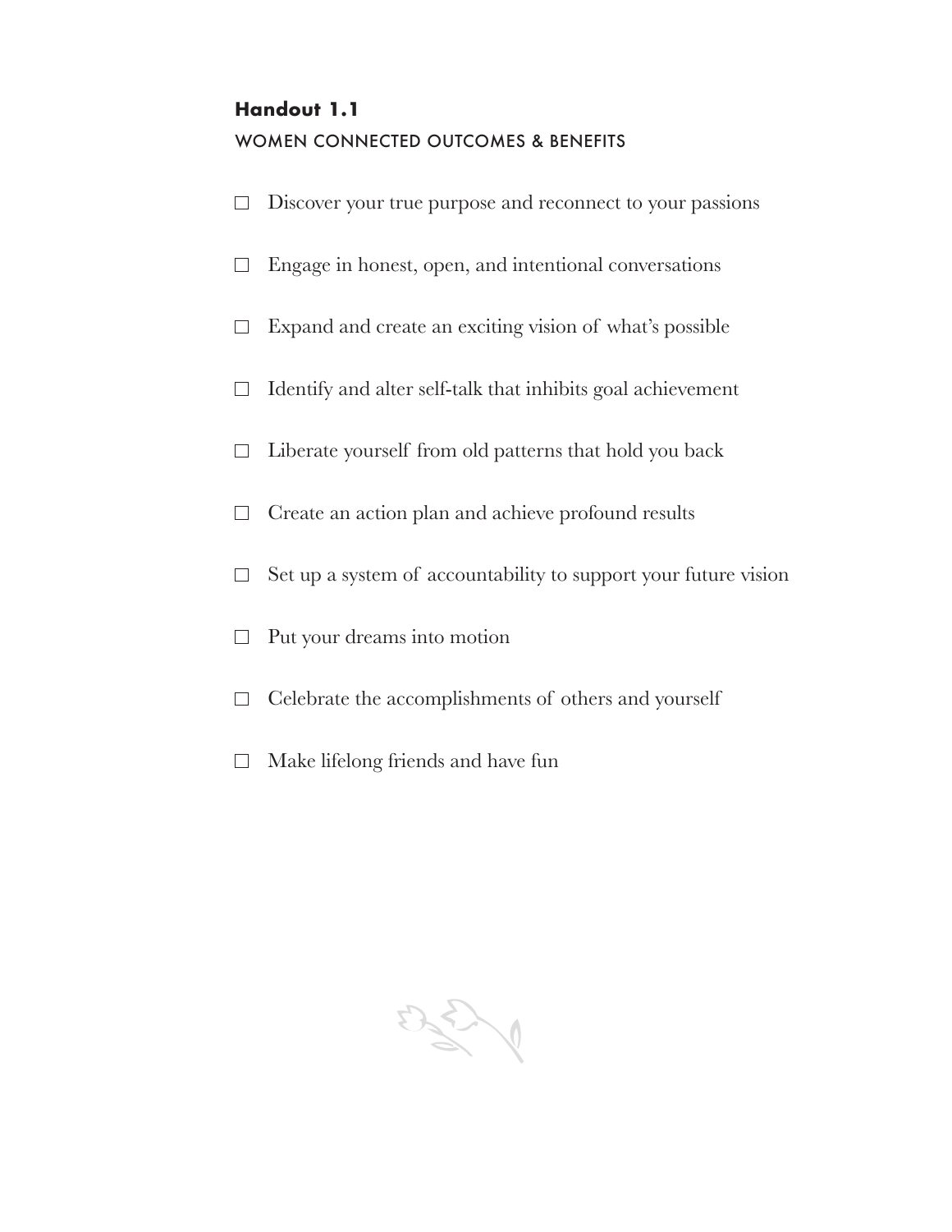**Handout 1.1**

## WOMEN CONNECTED OUTCOMES & BENEFITS

- [ ] Discover your true purpose and reconnect to your passions
- [ ] Engage in honest, open, and intentional conversations
- [ ] Expand and create an exciting vision of what's possible
- [ ] Identify and alter self-talk that inhibits goal achievement
- [ ] Liberate yourself from old patterns that hold you back
- [ ] Create an action plan and achieve profound results
- [ ] Set up a system of accountability to support your future vision
- [ ] Put your dreams into motion
- [ ] Celebrate the accomplishments of others and yourself
- [ ] Make lifelong friends and have fun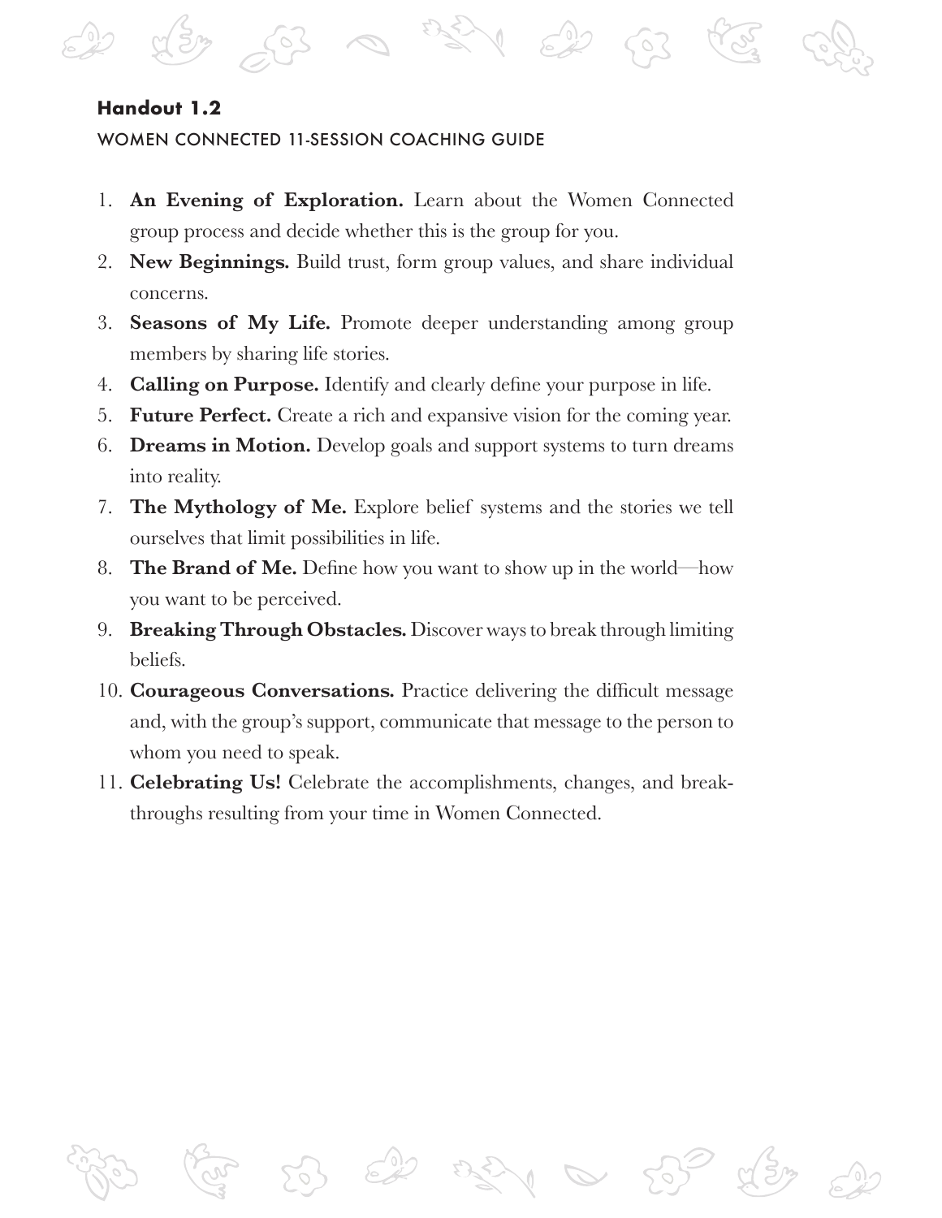**Handout 1.2**

WOMEN CONNECTED 11-SESSION COACHING GUIDE

1. **An Evening of Exploration.** Learn about the Women Connected group process and decide whether this is the group for you.
2. **New Beginnings.** Build trust, form group values, and share individual concerns.
3. **Seasons of My Life.** Promote deeper understanding among group members by sharing life stories.
4. **Calling on Purpose.** Identify and clearly define your purpose in life.
5. **Future Perfect.** Create a rich and expansive vision for the coming year.
6. **Dreams in Motion.** Develop goals and support systems to turn dreams into reality.
7. **The Mythology of Me.** Explore belief systems and the stories we tell ourselves that limit possibilities in life.
8. **The Brand of Me.** Define how you want to show up in the world—how you want to be perceived.
9. **Breaking Through Obstacles.** Discover ways to break through limiting beliefs.
10. **Courageous Conversations.** Practice delivering the difficult message and, with the group's support, communicate that message to the person to whom you need to speak.
11. **Celebrating Us!** Celebrate the accomplishments, changes, and breakthroughs resulting from your time in Women Connected.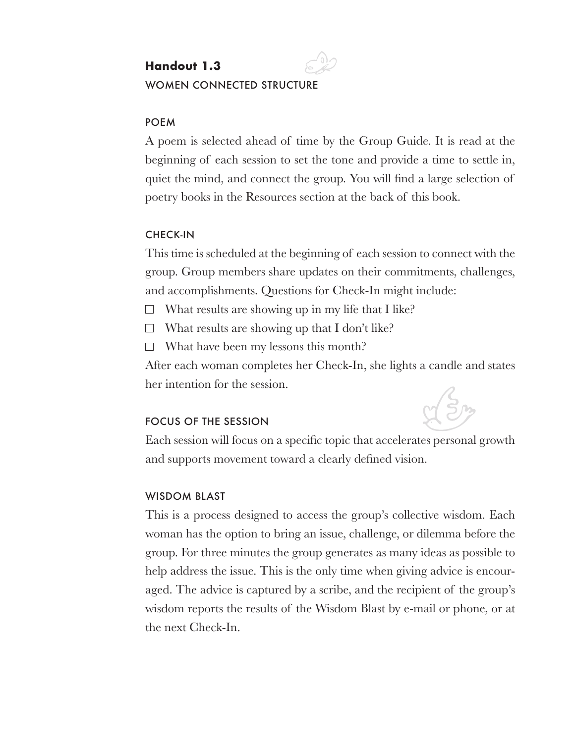## Handout 1.3

### WOMEN CONNECTED STRUCTURE

#### POEM

A poem is selected ahead of time by the Group Guide. It is read at the beginning of each session to set the tone and provide a time to settle in, quiet the mind, and connect the group. You will find a large selection of poetry books in the Resources section at the back of this book.

#### CHECK-IN

This time is scheduled at the beginning of each session to connect with the group. Group members share updates on their commitments, challenges, and accomplishments. Questions for Check-In might include:

- [ ] What results are showing up in my life that I like?
- [ ] What results are showing up that I don't like?
- [ ] What have been my lessons this month?

After each woman completes her Check-In, she lights a candle and states her intention for the session.

#### FOCUS OF THE SESSION

Each session will focus on a specific topic that accelerates personal growth and supports movement toward a clearly defined vision.

#### WISDOM BLAST

This is a process designed to access the group's collective wisdom. Each woman has the option to bring an issue, challenge, or dilemma before the group. For three minutes the group generates as many ideas as possible to help address the issue. This is the only time when giving advice is encouraged. The advice is captured by a scribe, and the recipient of the group's wisdom reports the results of the Wisdom Blast by e-mail or phone, or at the next Check-In.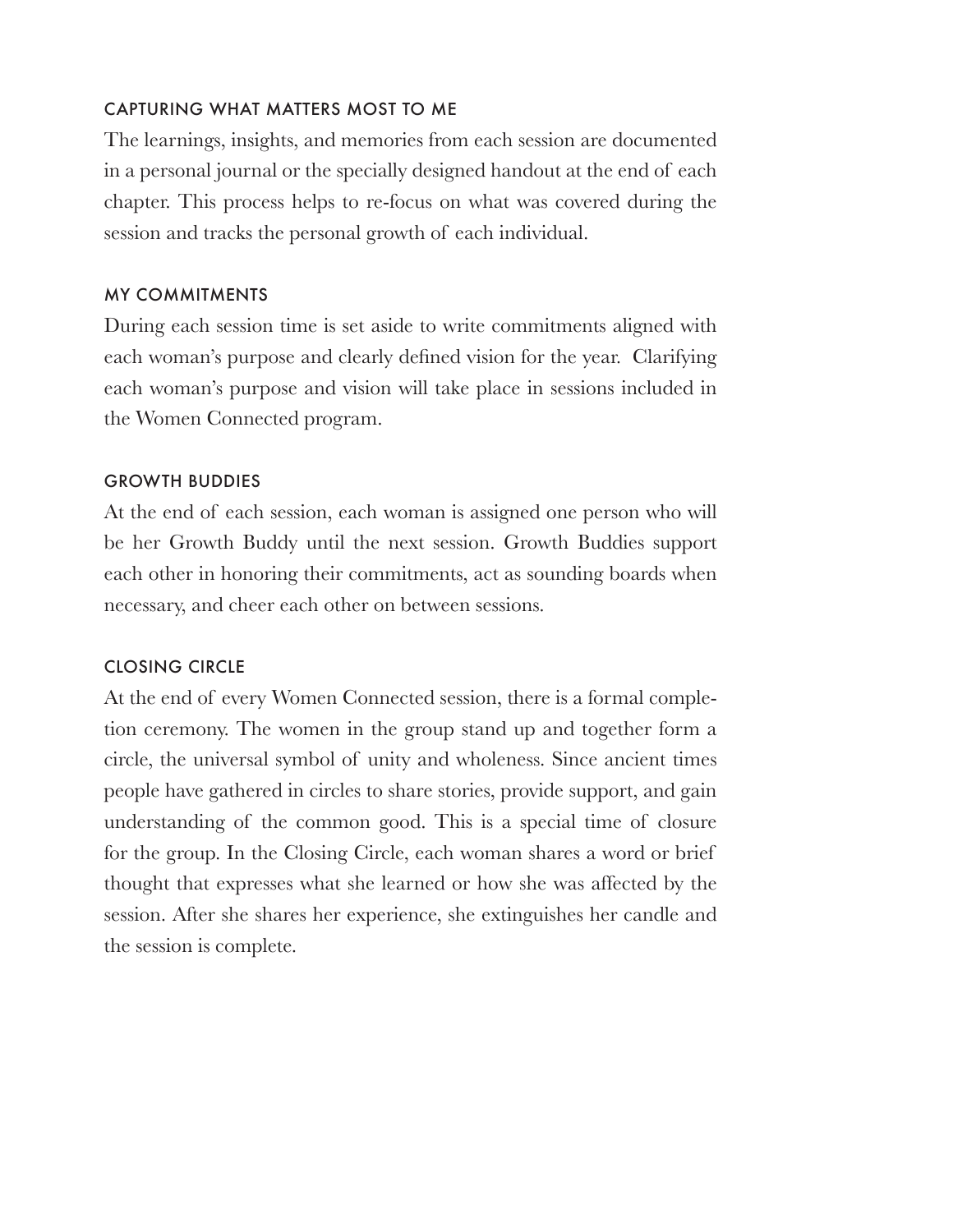### CAPTURING WHAT MATTERS MOST TO ME

The learnings, insights, and memories from each session are documented in a personal journal or the specially designed handout at the end of each chapter. This process helps to re-focus on what was covered during the session and tracks the personal growth of each individual.

### MY COMMITMENTS

During each session time is set aside to write commitments aligned with each woman's purpose and clearly defined vision for the year. Clarifying each woman's purpose and vision will take place in sessions included in the Women Connected program.

### GROWTH BUDDIES

At the end of each session, each woman is assigned one person who will be her Growth Buddy until the next session. Growth Buddies support each other in honoring their commitments, act as sounding boards when necessary, and cheer each other on between sessions.

### CLOSING CIRCLE

At the end of every Women Connected session, there is a formal completion ceremony. The women in the group stand up and together form a circle, the universal symbol of unity and wholeness. Since ancient times people have gathered in circles to share stories, provide support, and gain understanding of the common good. This is a special time of closure for the group. In the Closing Circle, each woman shares a word or brief thought that expresses what she learned or how she was affected by the session. After she shares her experience, she extinguishes her candle and the session is complete.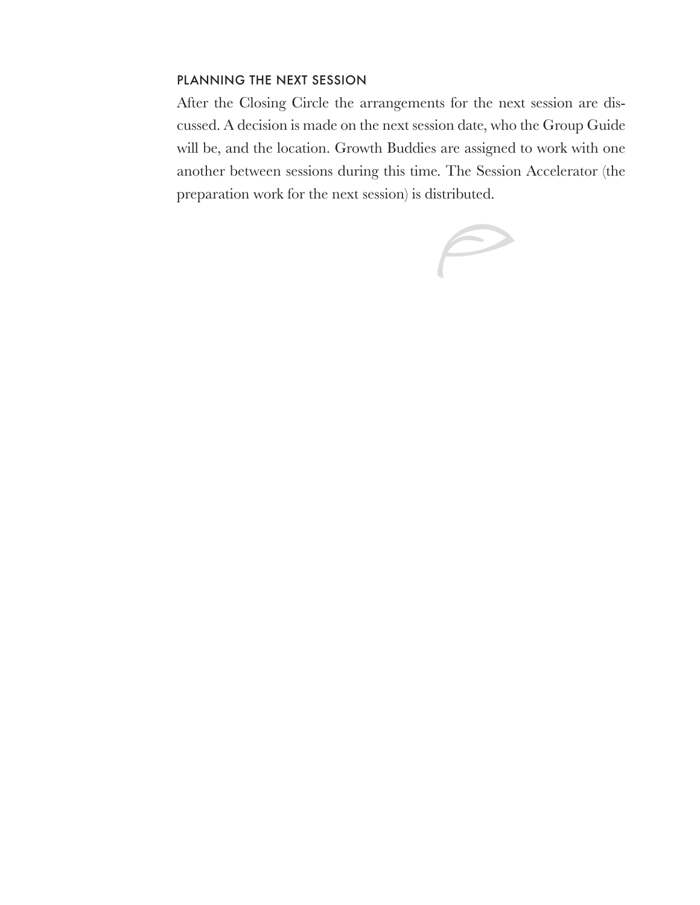### PLANNING THE NEXT SESSION

After the Closing Circle the arrangements for the next session are discussed. A decision is made on the next session date, who the Group Guide will be, and the location. Growth Buddies are assigned to work with one another between sessions during this time. The Session Accelerator (the preparation work for the next session) is distributed.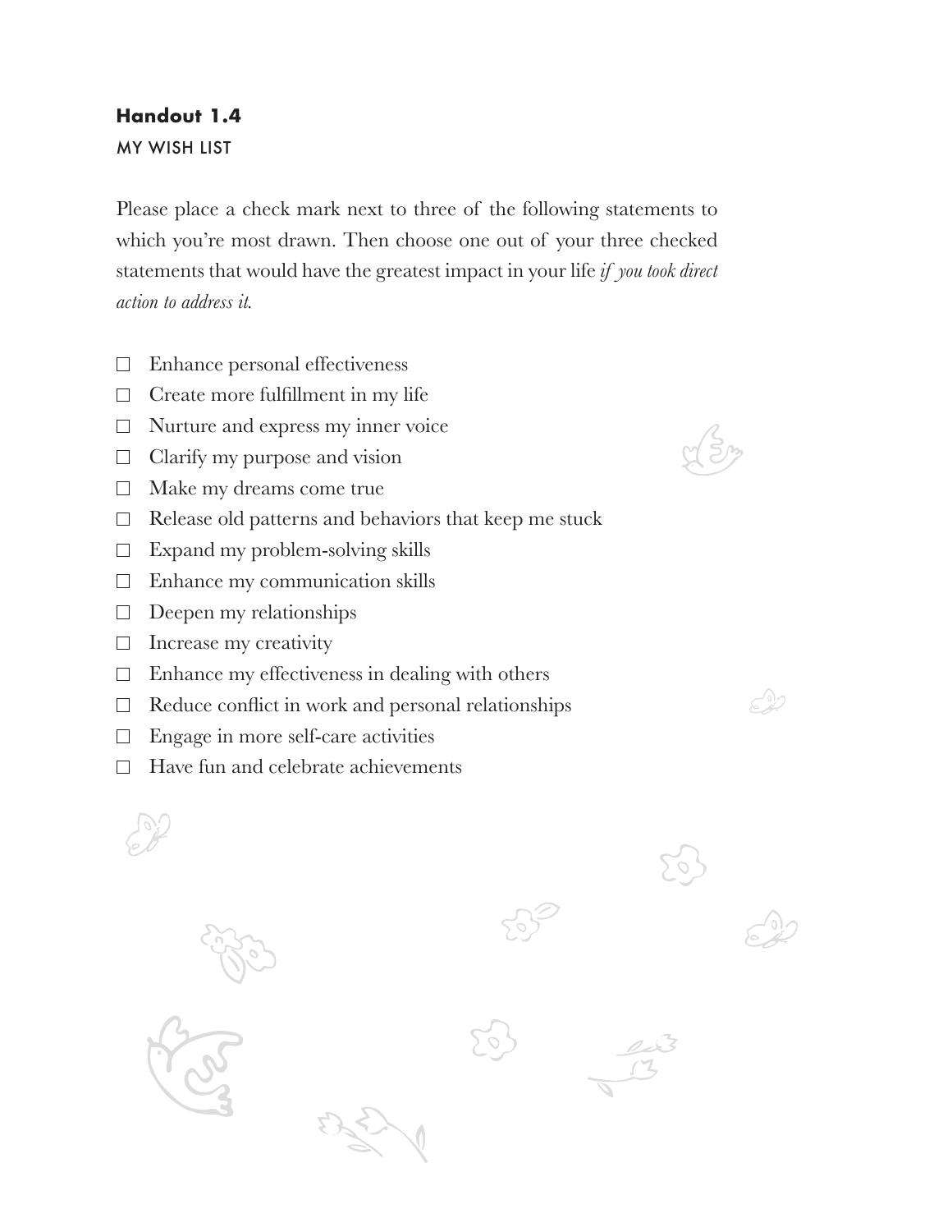## Handout 1.4

MY WISH LIST

Please place a check mark next to three of the following statements to which you're most drawn. Then choose one out of your three checked statements that would have the greatest impact in your life *if you took direct action to address it.*

- ☐ Enhance personal effectiveness
- ☐ Create more fulfillment in my life
- ☐ Nurture and express my inner voice
- ☐ Clarify my purpose and vision
- ☐ Make my dreams come true
- ☐ Release old patterns and behaviors that keep me stuck
- ☐ Expand my problem-solving skills
- ☐ Enhance my communication skills
- ☐ Deepen my relationships
- ☐ Increase my creativity
- ☐ Enhance my effectiveness in dealing with others
- ☐ Reduce conflict in work and personal relationships
- ☐ Engage in more self-care activities
- ☐ Have fun and celebrate achievements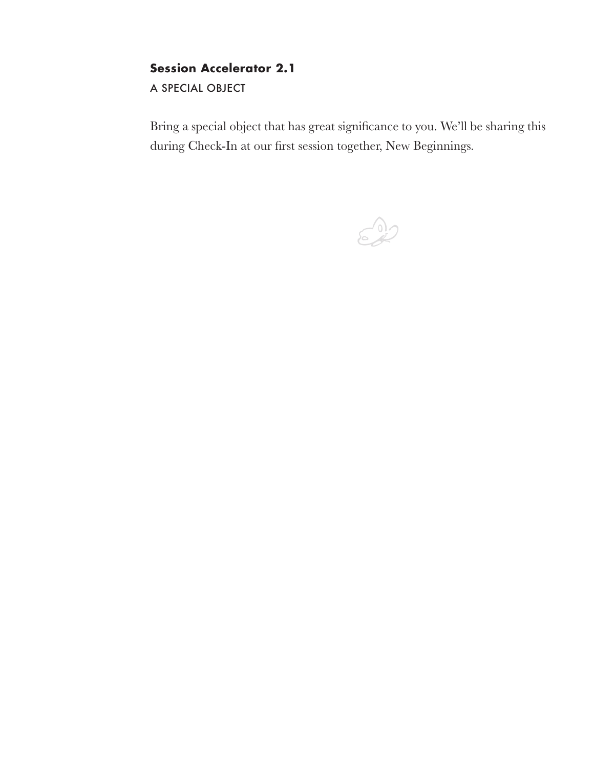## Session Accelerator 2.1

A SPECIAL OBJECT

Bring a special object that has great significance to you. We'll be sharing this during Check-In at our first session together, New Beginnings.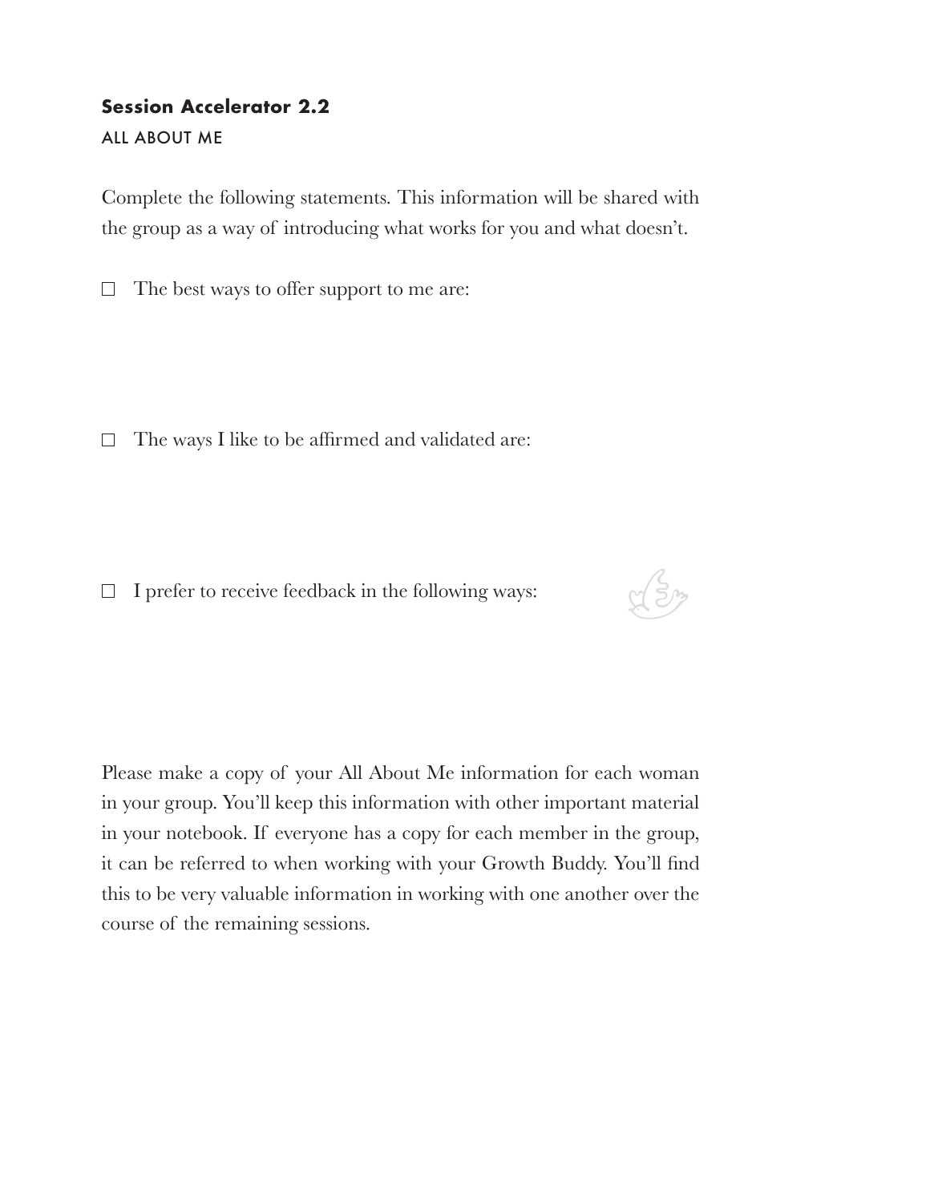**Session Accelerator 2.2**

ALL ABOUT ME

Complete the following statements. This information will be shared with the group as a way of introducing what works for you and what doesn't.

- [ ] The best ways to offer support to me are:

- [ ] The ways I like to be affirmed and validated are:

- [ ] I prefer to receive feedback in the following ways:

Please make a copy of your All About Me information for each woman in your group. You'll keep this information with other important material in your notebook. If everyone has a copy for each member in the group, it can be referred to when working with your Growth Buddy. You'll find this to be very valuable information in working with one another over the course of the remaining sessions.